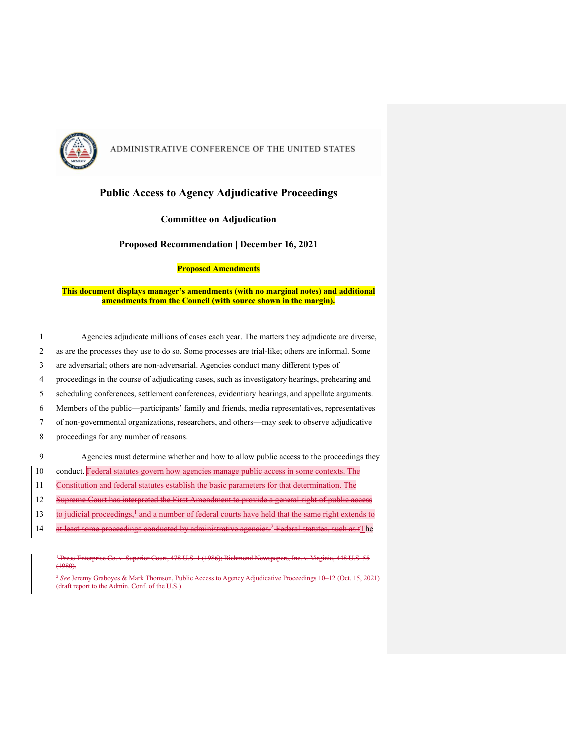ADMINISTRATIVE CONFERENCE OF THE UNITED STATES

# Public Access to Agency Adjudicative Proceedings

## Committee on Adjudication

## Proposed Recommendation | December 16, 2021

**Proposed Amendments**

**This document displays manager's amendments (with no marginal notes) and additional amendments from the Council (with source shown in the margin).**

Agencies adjudicate millions of cases each year. The matters they adjudicate are diverse, as are the processes they use to do so. Some processes are trial-like; others are informal. Some are adversarial; others are non-adversarial. Agencies conduct many different types of proceedings in the course of adjudicating cases, such as investigatory hearings, prehearing and scheduling conferences, settlement conferences, evidentiary hearings, and appellate arguments. Members of the public—participants' family and friends, media representatives, representatives of non-governmental organizations, researchers, and others—may seek to observe adjudicative proceedings for any number of reasons.

Agencies must determine whether and how to allow public access to the proceedings they conduct. Federal statutes govern how agencies manage public access in some contexts. ~~The Constitution and federal statutes establish the basic parameters for that determination. The Supreme Court has interpreted the First Amendment to provide a general right of public access to judicial proceedings,[1] and a number of federal courts have held that the same right extends to at least some proceedings conducted by administrative agencies.[2] Federal statutes, such as t~~The

~~[1] Press-Enterprise Co. v. Superior Court, 478 U.S. 1 (1986); Richmond Newspapers, Inc. v. Virginia, 448 U.S. 55 (1980).~~

~~[2] *See* Jeremy Graboyes & Mark Thomson, Public Access to Agency Adjudicative Proceedings 10–12 (Oct. 15, 2021) (draft report to the Admin. Conf. of the U.S.).~~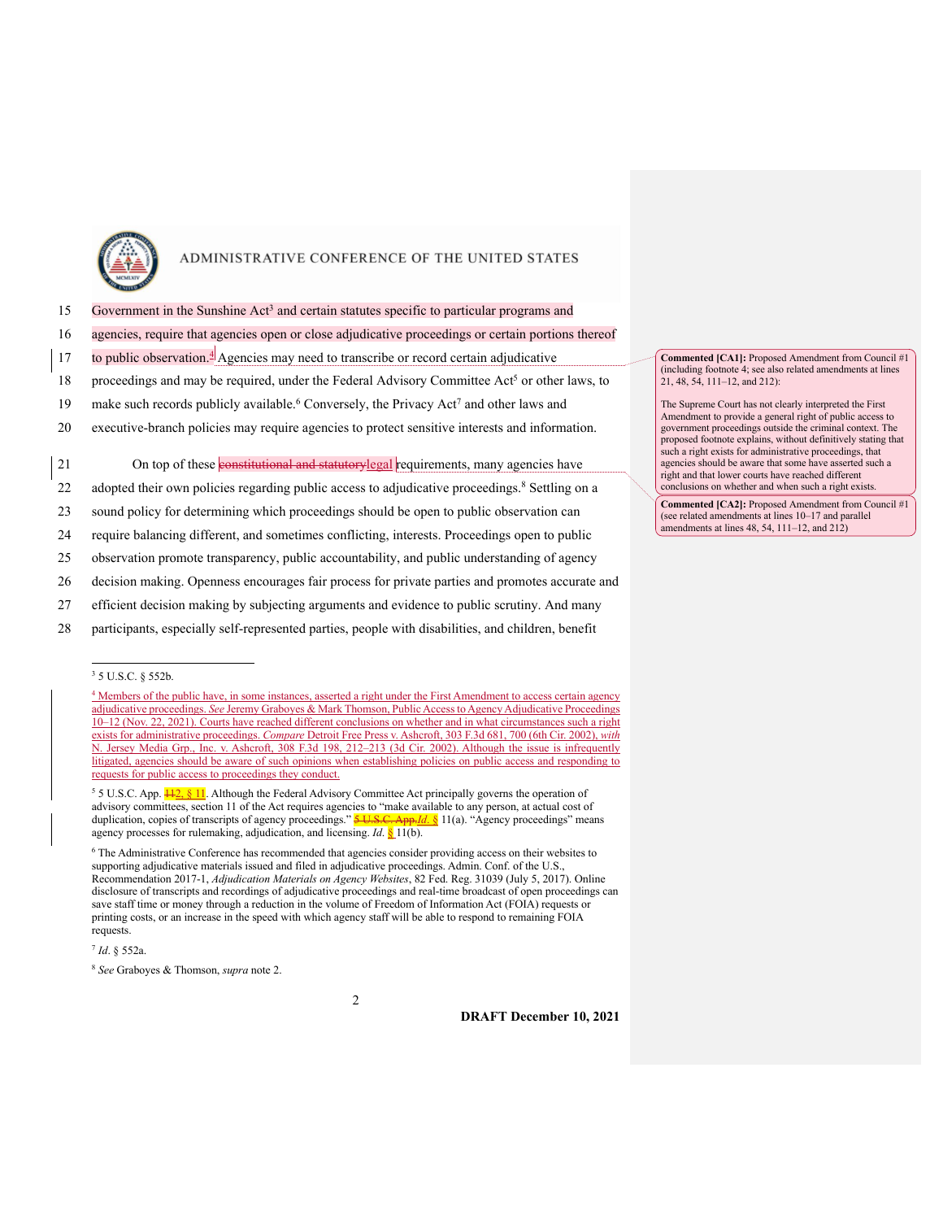Government in the Sunshine Act[3] and certain statutes specific to particular programs and agencies, require that agencies open or close adjudicative proceedings or certain portions thereof to public observation.[4] Agencies may need to transcribe or record certain adjudicative proceedings and may be required, under the Federal Advisory Committee Act[5] or other laws, to make such records publicly available.[6] Conversely, the Privacy Act[7] and other laws and executive-branch policies may require agencies to protect sensitive interests and information.

On top of these ~~constitutional and statutory~~legal requirements, many agencies have adopted their own policies regarding public access to adjudicative proceedings.[8] Settling on a sound policy for determining which proceedings should be open to public observation can require balancing different, and sometimes conflicting, interests. Proceedings open to public observation promote transparency, public accountability, and public understanding of agency decision making. Openness encourages fair process for private parties and promotes accurate and efficient decision making by subjecting arguments and evidence to public scrutiny. And many participants, especially self-represented parties, people with disabilities, and children, benefit

---

[3] 5 U.S.C. § 552b.

[4] Members of the public have, in some instances, asserted a right under the First Amendment to access certain agency adjudicative proceedings. *See* Jeremy Graboyes & Mark Thomson, Public Access to Agency Adjudicative Proceedings 10–12 (Nov. 22, 2021). Courts have reached different conclusions on whether and in what circumstances such a right exists for administrative proceedings. *Compare* Detroit Free Press v. Ashcroft, 303 F.3d 681, 700 (6th Cir. 2002), *with* N. Jersey Media Grp., Inc. v. Ashcroft, 308 F.3d 198, 212–213 (3d Cir. 2002). Although the issue is infrequently litigated, agencies should be aware of such opinions when establishing policies on public access and responding to requests for public access to proceedings they conduct.

[5] 5 U.S.C. App. ~~11~~2, § 11. Although the Federal Advisory Committee Act principally governs the operation of advisory committees, section 11 of the Act requires agencies to "make available to any person, at actual cost of duplication, copies of transcripts of agency proceedings." ~~5 U.S.C. App.~~*Id.* § 11(a). "Agency proceedings" means agency processes for rulemaking, adjudication, and licensing. *Id.* § 11(b).

[6] The Administrative Conference has recommended that agencies consider providing access on their websites to supporting adjudicative materials issued and filed in adjudicative proceedings. Admin. Conf. of the U.S., Recommendation 2017-1, *Adjudication Materials on Agency Websites*, 82 Fed. Reg. 31039 (July 5, 2017). Online disclosure of transcripts and recordings of adjudicative proceedings and real-time broadcast of open proceedings can save staff time or money through a reduction in the volume of Freedom of Information Act (FOIA) requests or printing costs, or an increase in the speed with which agency staff will be able to respond to remaining FOIA requests.

[7] *Id.* § 552a.

[8] *See* Graboyes & Thomson, *supra* note 2.

---

**Commented [CA1]:** Proposed Amendment from Council #1 (including footnote 4; see also related amendments at lines 21, 48, 54, 111–12, and 212):

The Supreme Court has not clearly interpreted the First Amendment to provide a general right of public access to government proceedings outside the criminal context. The proposed footnote explains, without definitively stating that such a right exists for administrative proceedings, that agencies should be aware that some have asserted such a right and that lower courts have reached different conclusions on whether and when such a right exists.

**Commented [CA2]:** Proposed Amendment from Council #1 (see related amendments at lines 10–17 and parallel amendments at lines 48, 54, 111–12, and 212)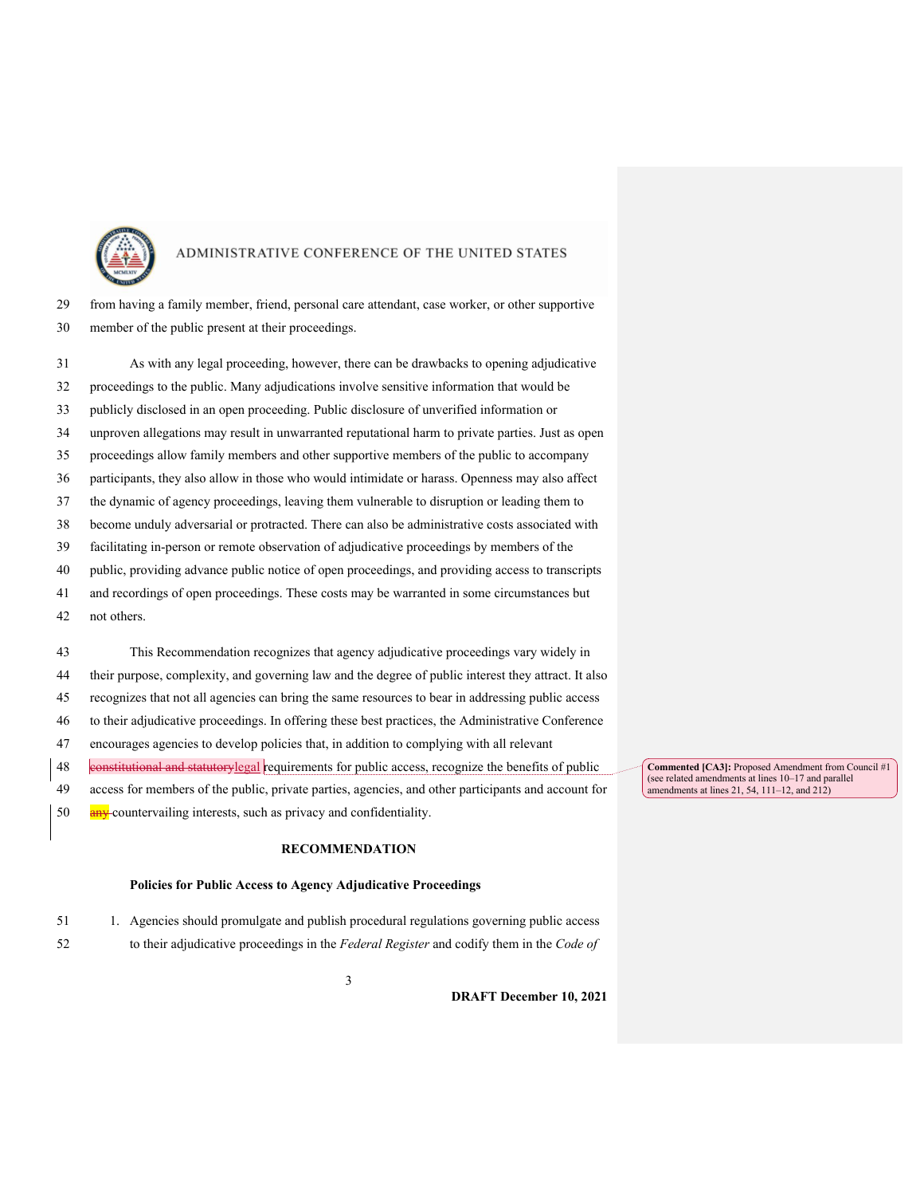from having a family member, friend, personal care attendant, case worker, or other supportive member of the public present at their proceedings.

As with any legal proceeding, however, there can be drawbacks to opening adjudicative proceedings to the public. Many adjudications involve sensitive information that would be publicly disclosed in an open proceeding. Public disclosure of unverified information or unproven allegations may result in unwarranted reputational harm to private parties. Just as open proceedings allow family members and other supportive members of the public to accompany participants, they also allow in those who would intimidate or harass. Openness may also affect the dynamic of agency proceedings, leaving them vulnerable to disruption or leading them to become unduly adversarial or protracted. There can also be administrative costs associated with facilitating in-person or remote observation of adjudicative proceedings by members of the public, providing advance public notice of open proceedings, and providing access to transcripts and recordings of open proceedings. These costs may be warranted in some circumstances but not others.

This Recommendation recognizes that agency adjudicative proceedings vary widely in their purpose, complexity, and governing law and the degree of public interest they attract. It also recognizes that not all agencies can bring the same resources to bear in addressing public access to their adjudicative proceedings. In offering these best practices, the Administrative Conference encourages agencies to develop policies that, in addition to complying with all relevant ~~constitutional and statutory~~legal requirements for public access, recognize the benefits of public access for members of the public, private parties, agencies, and other participants and account for ~~any~~ countervailing interests, such as privacy and confidentiality.

**Commented [CA3]:** Proposed Amendment from Council #1 (see related amendments at lines 10–17 and parallel amendments at lines 21, 54, 111–12, and 212)

## RECOMMENDATION

### Policies for Public Access to Agency Adjudicative Proceedings

1. Agencies should promulgate and publish procedural regulations governing public access to their adjudicative proceedings in the *Federal Register* and codify them in the *Code of*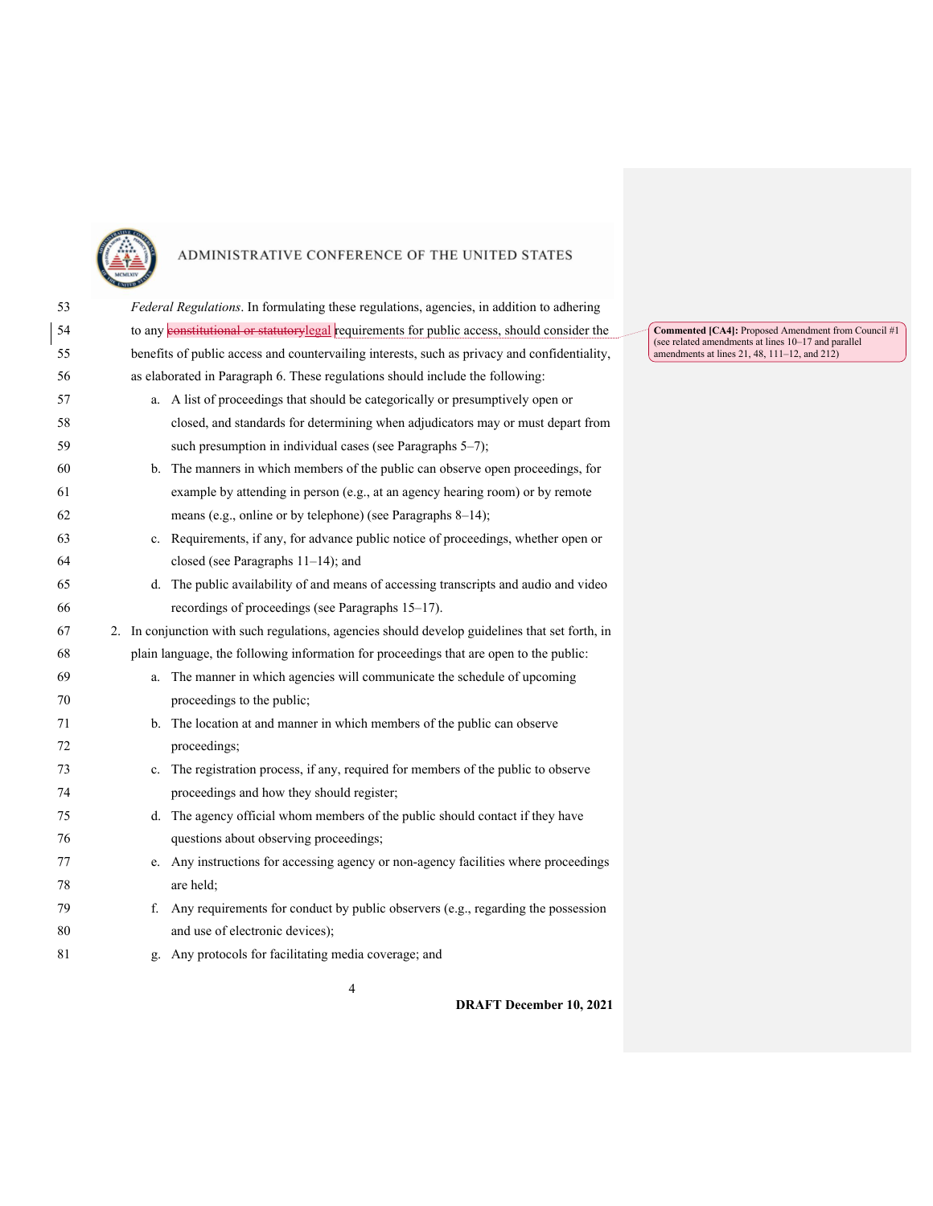*Federal Regulations*. In formulating these regulations, agencies, in addition to adhering to any ~~constitutional or statutory~~legal requirements for public access, should consider the benefits of public access and countervailing interests, such as privacy and confidentiality, as elaborated in Paragraph 6. These regulations should include the following:

a. A list of proceedings that should be categorically or presumptively open or closed, and standards for determining when adjudicators may or must depart from such presumption in individual cases (see Paragraphs 5–7);

b. The manners in which members of the public can observe open proceedings, for example by attending in person (e.g., at an agency hearing room) or by remote means (e.g., online or by telephone) (see Paragraphs 8–14);

c. Requirements, if any, for advance public notice of proceedings, whether open or closed (see Paragraphs 11–14); and

d. The public availability of and means of accessing transcripts and audio and video recordings of proceedings (see Paragraphs 15–17).

2. In conjunction with such regulations, agencies should develop guidelines that set forth, in plain language, the following information for proceedings that are open to the public:

   a. The manner in which agencies will communicate the schedule of upcoming proceedings to the public;

   b. The location at and manner in which members of the public can observe proceedings;

   c. The registration process, if any, required for members of the public to observe proceedings and how they should register;

   d. The agency official whom members of the public should contact if they have questions about observing proceedings;

   e. Any instructions for accessing agency or non-agency facilities where proceedings are held;

   f. Any requirements for conduct by public observers (e.g., regarding the possession and use of electronic devices);

   g. Any protocols for facilitating media coverage; and

**Commented [CA4]:** Proposed Amendment from Council #1 (see related amendments at lines 10–17 and parallel amendments at lines 21, 48, 111–12, and 212)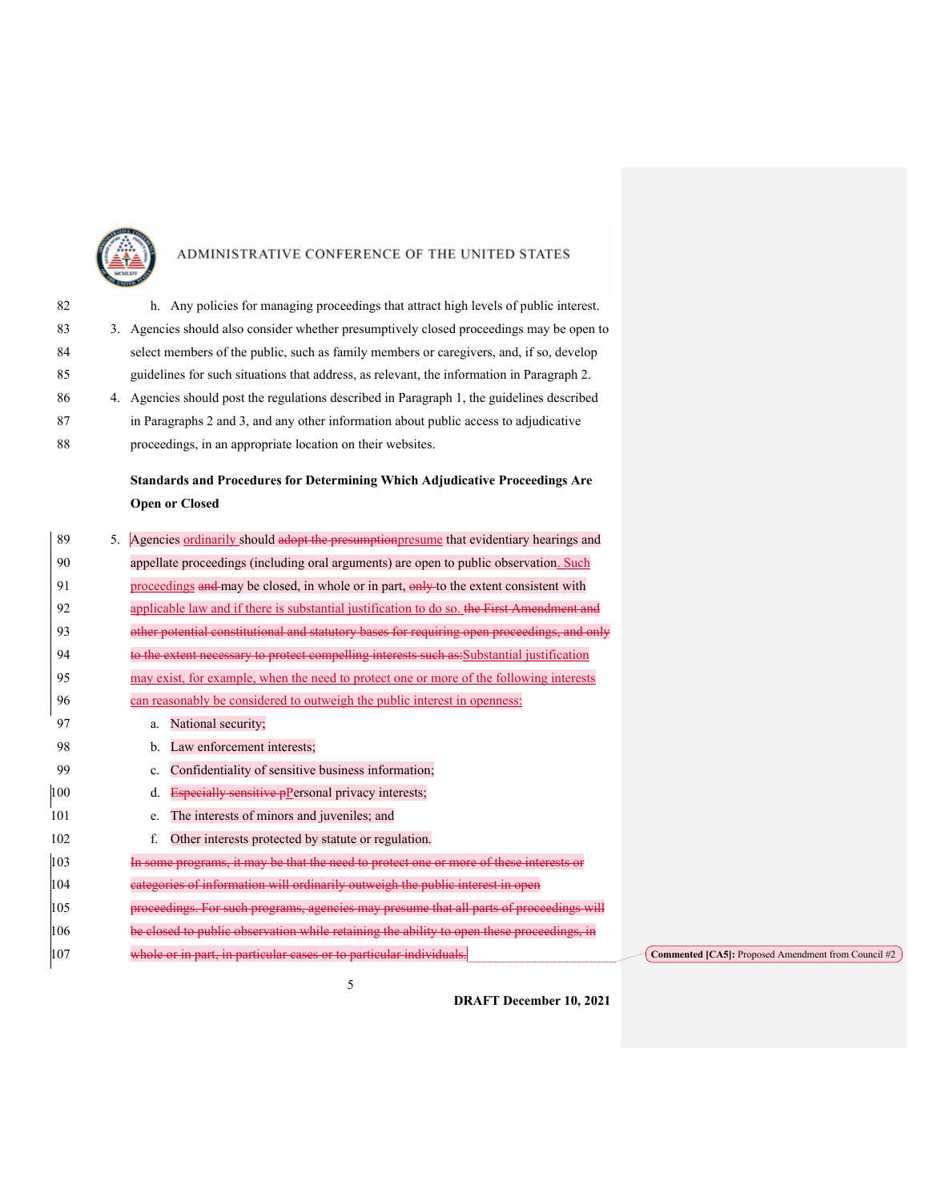h. Any policies for managing proceedings that attract high levels of public interest.

3. Agencies should also consider whether presumptively closed proceedings may be open to select members of the public, such as family members or caregivers, and, if so, develop guidelines for such situations that address, as relevant, the information in Paragraph 2.

4. Agencies should post the regulations described in Paragraph 1, the guidelines described in Paragraphs 2 and 3, and any other information about public access to adjudicative proceedings, in an appropriate location on their websites.

**Standards and Procedures for Determining Which Adjudicative Proceedings Are Open or Closed**

5. Agencies <ins>ordinarily</ins> should ~~adopt the presumption~~<ins>presume</ins> that evidentiary hearings and appellate proceedings (including oral arguments) are open to public observation<ins>. Such proceedings</ins> ~~and~~ may be closed, in whole or in part, ~~only~~ to the extent consistent with <ins>applicable law and if there is substantial justification to do so.</ins> ~~the First Amendment and other potential constitutional and statutory bases for requiring open proceedings, and only to the extent necessary to protect compelling interests such as:~~<ins>Substantial justification may exist, for example, when the need to protect one or more of the following interests can reasonably be considered to outweigh the public interest in openness:</ins>

   a. National security;

   b. Law enforcement interests;

   c. Confidentiality of sensitive business information;

   d. ~~Especially sensitive p~~<ins>P</ins>ersonal privacy interests;

   e. The interests of minors and juveniles; and

   f. Other interests protected by statute or regulation.

   ~~In some programs, it may be that the need to protect one or more of these interests or categories of information will ordinarily outweigh the public interest in open proceedings. For such programs, agencies may presume that all parts of proceedings will be closed to public observation while retaining the ability to open these proceedings, in whole or in part, in particular cases or to particular individuals.~~

**Commented [CA5]:** Proposed Amendment from Council #2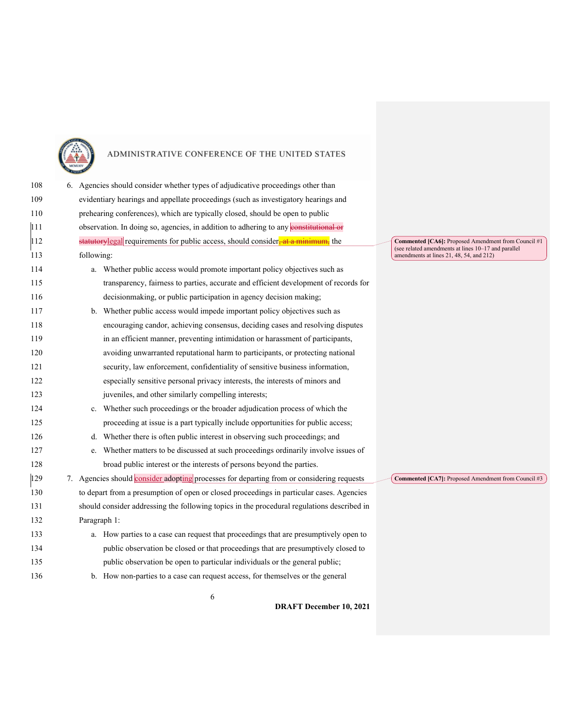6. Agencies should consider whether types of adjudicative proceedings other than evidentiary hearings and appellate proceedings (such as investigatory hearings and prehearing conferences), which are typically closed, should be open to public observation. In doing so, agencies, in addition to adhering to any ~~constitutional or statutory~~legal requirements for public access, should consider~~, at a minimum,~~ the following:
   a. Whether public access would promote important policy objectives such as transparency, fairness to parties, accurate and efficient development of records for decisionmaking, or public participation in agency decision making;
   b. Whether public access would impede important policy objectives such as encouraging candor, achieving consensus, deciding cases and resolving disputes in an efficient manner, preventing intimidation or harassment of participants, avoiding unwarranted reputational harm to participants, or protecting national security, law enforcement, confidentiality of sensitive business information, especially sensitive personal privacy interests, the interests of minors and juveniles, and other similarly compelling interests;
   c. Whether such proceedings or the broader adjudication process of which the proceeding at issue is a part typically include opportunities for public access;
   d. Whether there is often public interest in observing such proceedings; and
   e. Whether matters to be discussed at such proceedings ordinarily involve issues of broad public interest or the interests of persons beyond the parties.
7. Agencies should consider adopting processes for departing from or considering requests to depart from a presumption of open or closed proceedings in particular cases. Agencies should consider addressing the following topics in the procedural regulations described in Paragraph 1:
   a. How parties to a case can request that proceedings that are presumptively open to public observation be closed or that proceedings that are presumptively closed to public observation be open to particular individuals or the general public;
   b. How non-parties to a case can request access, for themselves or the general

**Commented [CA6]:** Proposed Amendment from Council #1 (see related amendments at lines 10–17 and parallel amendments at lines 21, 48, 54, and 212)

**Commented [CA7]:** Proposed Amendment from Council #3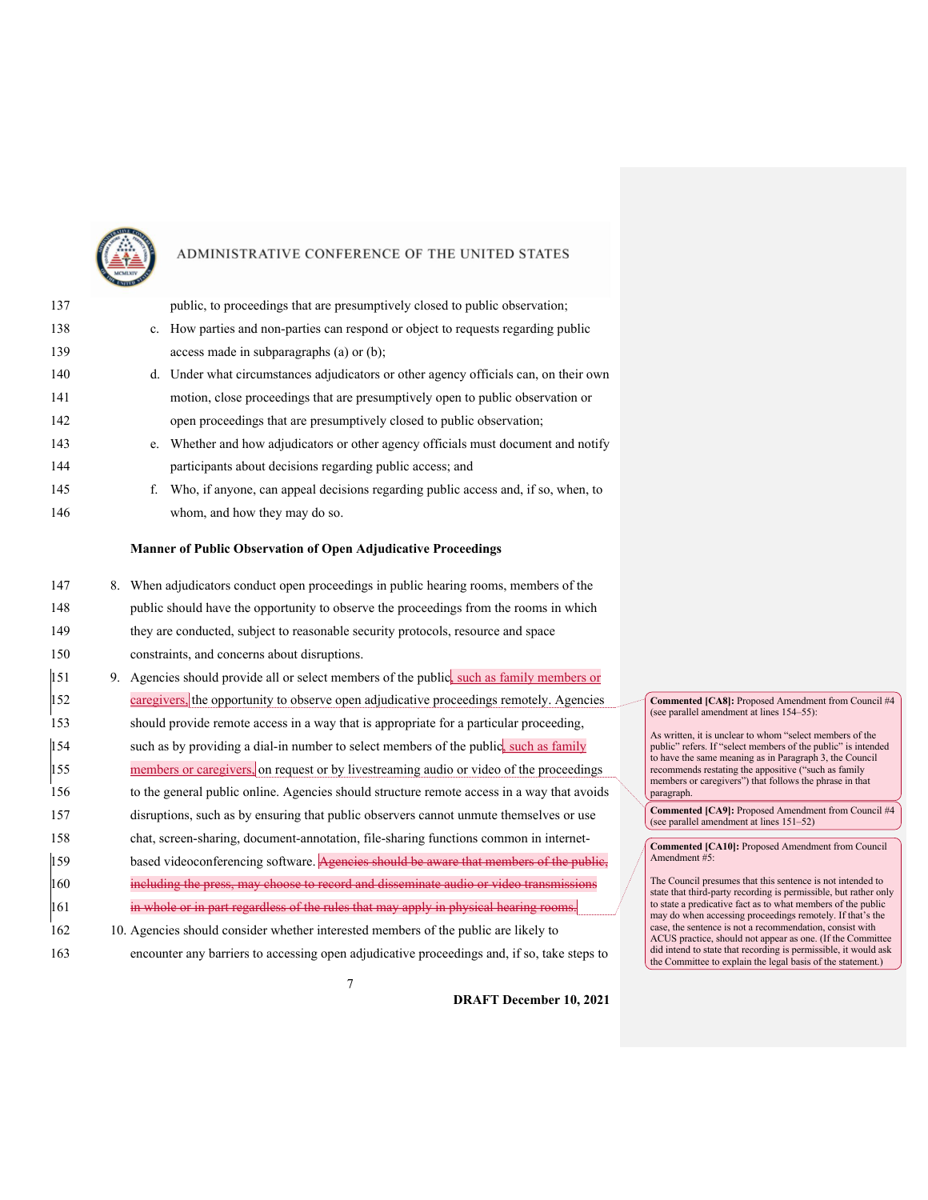public, to proceedings that are presumptively closed to public observation;

c. How parties and non-parties can respond or object to requests regarding public access made in subparagraphs (a) or (b);

d. Under what circumstances adjudicators or other agency officials can, on their own motion, close proceedings that are presumptively open to public observation or open proceedings that are presumptively closed to public observation;

e. Whether and how adjudicators or other agency officials must document and notify participants about decisions regarding public access; and

f. Who, if anyone, can appeal decisions regarding public access and, if so, when, to whom, and how they may do so.

**Manner of Public Observation of Open Adjudicative Proceedings**

8. When adjudicators conduct open proceedings in public hearing rooms, members of the public should have the opportunity to observe the proceedings from the rooms in which they are conducted, subject to reasonable security protocols, resource and space constraints, and concerns about disruptions.

9. Agencies should provide all or select members of the public, such as family members or caregivers, the opportunity to observe open adjudicative proceedings remotely. Agencies should provide remote access in a way that is appropriate for a particular proceeding, such as by providing a dial-in number to select members of the public, such as family members or caregivers, on request or by livestreaming audio or video of the proceedings to the general public online. Agencies should structure remote access in a way that avoids disruptions, such as by ensuring that public observers cannot unmute themselves or use chat, screen-sharing, document-annotation, file-sharing functions common in internet-based videoconferencing software. ~~Agencies should be aware that members of the public, including the press, may choose to record and disseminate audio or video transmissions in whole or in part regardless of the rules that may apply in physical hearing rooms.~~

10. Agencies should consider whether interested members of the public are likely to encounter any barriers to accessing open adjudicative proceedings and, if so, take steps to

**Commented [CA8]:** Proposed Amendment from Council #4 (see parallel amendment at lines 154–55):

As written, it is unclear to whom "select members of the public" refers. If "select members of the public" is intended to have the same meaning as in Paragraph 3, the Council recommends restating the appositive ("such as family members or caregivers") that follows the phrase in that paragraph.

**Commented [CA9]:** Proposed Amendment from Council #4 (see parallel amendment at lines 151–52)

**Commented [CA10]:** Proposed Amendment from Council Amendment #5:

The Council presumes that this sentence is not intended to state that third-party recording is permissible, but rather only to state a predicative fact as to what members of the public may do when accessing proceedings remotely. If that's the case, the sentence is not a recommendation, consist with ACUS practice, should not appear as one. (If the Committee did intend to state that recording is permissible, it would ask the Committee to explain the legal basis of the statement.)

DRAFT December 10, 2021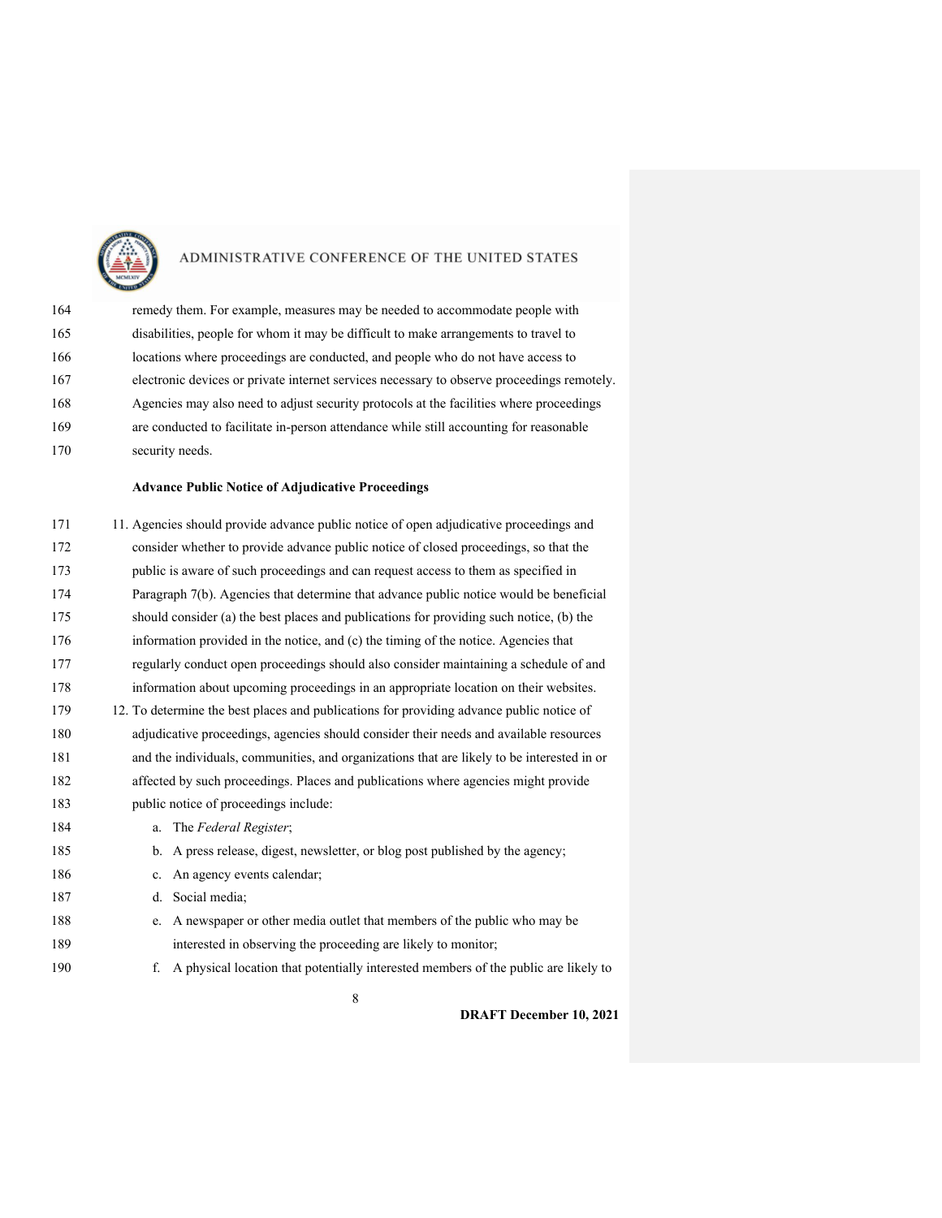remedy them. For example, measures may be needed to accommodate people with disabilities, people for whom it may be difficult to make arrangements to travel to locations where proceedings are conducted, and people who do not have access to electronic devices or private internet services necessary to observe proceedings remotely. Agencies may also need to adjust security protocols at the facilities where proceedings are conducted to facilitate in-person attendance while still accounting for reasonable security needs.

**Advance Public Notice of Adjudicative Proceedings**

11. Agencies should provide advance public notice of open adjudicative proceedings and consider whether to provide advance public notice of closed proceedings, so that the public is aware of such proceedings and can request access to them as specified in Paragraph 7(b). Agencies that determine that advance public notice would be beneficial should consider (a) the best places and publications for providing such notice, (b) the information provided in the notice, and (c) the timing of the notice. Agencies that regularly conduct open proceedings should also consider maintaining a schedule of and information about upcoming proceedings in an appropriate location on their websites.
12. To determine the best places and publications for providing advance public notice of adjudicative proceedings, agencies should consider their needs and available resources and the individuals, communities, and organizations that are likely to be interested in or affected by such proceedings. Places and publications where agencies might provide public notice of proceedings include:
    a. The *Federal Register*;
    b. A press release, digest, newsletter, or blog post published by the agency;
    c. An agency events calendar;
    d. Social media;
    e. A newspaper or other media outlet that members of the public who may be interested in observing the proceeding are likely to monitor;
    f. A physical location that potentially interested members of the public are likely to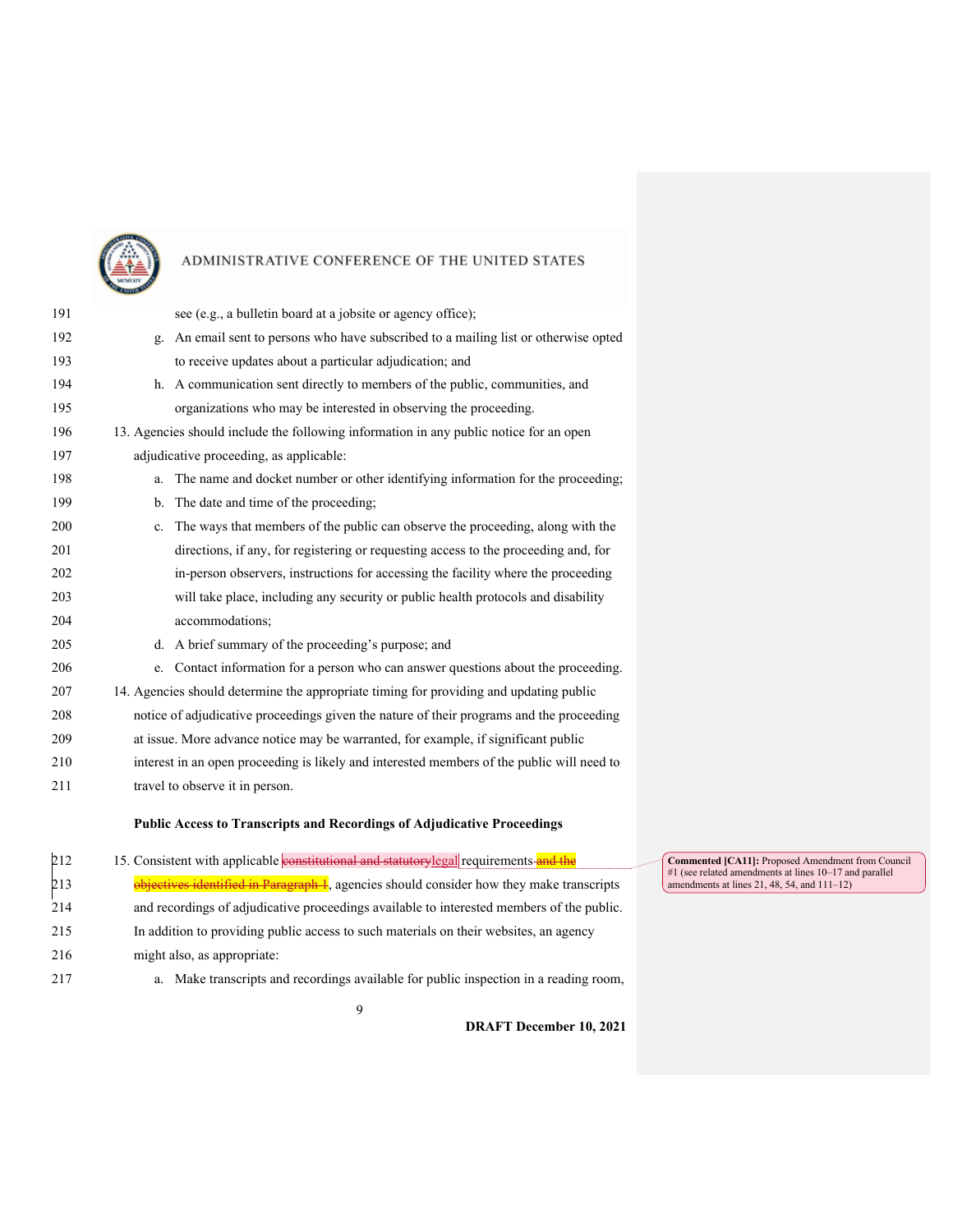see (e.g., a bulletin board at a jobsite or agency office);

g. An email sent to persons who have subscribed to a mailing list or otherwise opted to receive updates about a particular adjudication; and

h. A communication sent directly to members of the public, communities, and organizations who may be interested in observing the proceeding.

13. Agencies should include the following information in any public notice for an open adjudicative proceeding, as applicable:

    a. The name and docket number or other identifying information for the proceeding;

    b. The date and time of the proceeding;

    c. The ways that members of the public can observe the proceeding, along with the directions, if any, for registering or requesting access to the proceeding and, for in-person observers, instructions for accessing the facility where the proceeding will take place, including any security or public health protocols and disability accommodations;

    d. A brief summary of the proceeding's purpose; and

    e. Contact information for a person who can answer questions about the proceeding.

14. Agencies should determine the appropriate timing for providing and updating public notice of adjudicative proceedings given the nature of their programs and the proceeding at issue. More advance notice may be warranted, for example, if significant public interest in an open proceeding is likely and interested members of the public will need to travel to observe it in person.

**Public Access to Transcripts and Recordings of Adjudicative Proceedings**

15. Consistent with applicable ~~constitutional and statutory~~legal requirements ~~and the objectives identified in Paragraph 1~~, agencies should consider how they make transcripts and recordings of adjudicative proceedings available to interested members of the public. In addition to providing public access to such materials on their websites, an agency might also, as appropriate:

    a. Make transcripts and recordings available for public inspection in a reading room,

> **Commented [CA11]:** Proposed Amendment from Council #1 (see related amendments at lines 10–17 and parallel amendments at lines 21, 48, 54, and 111–12)

DRAFT December 10, 2021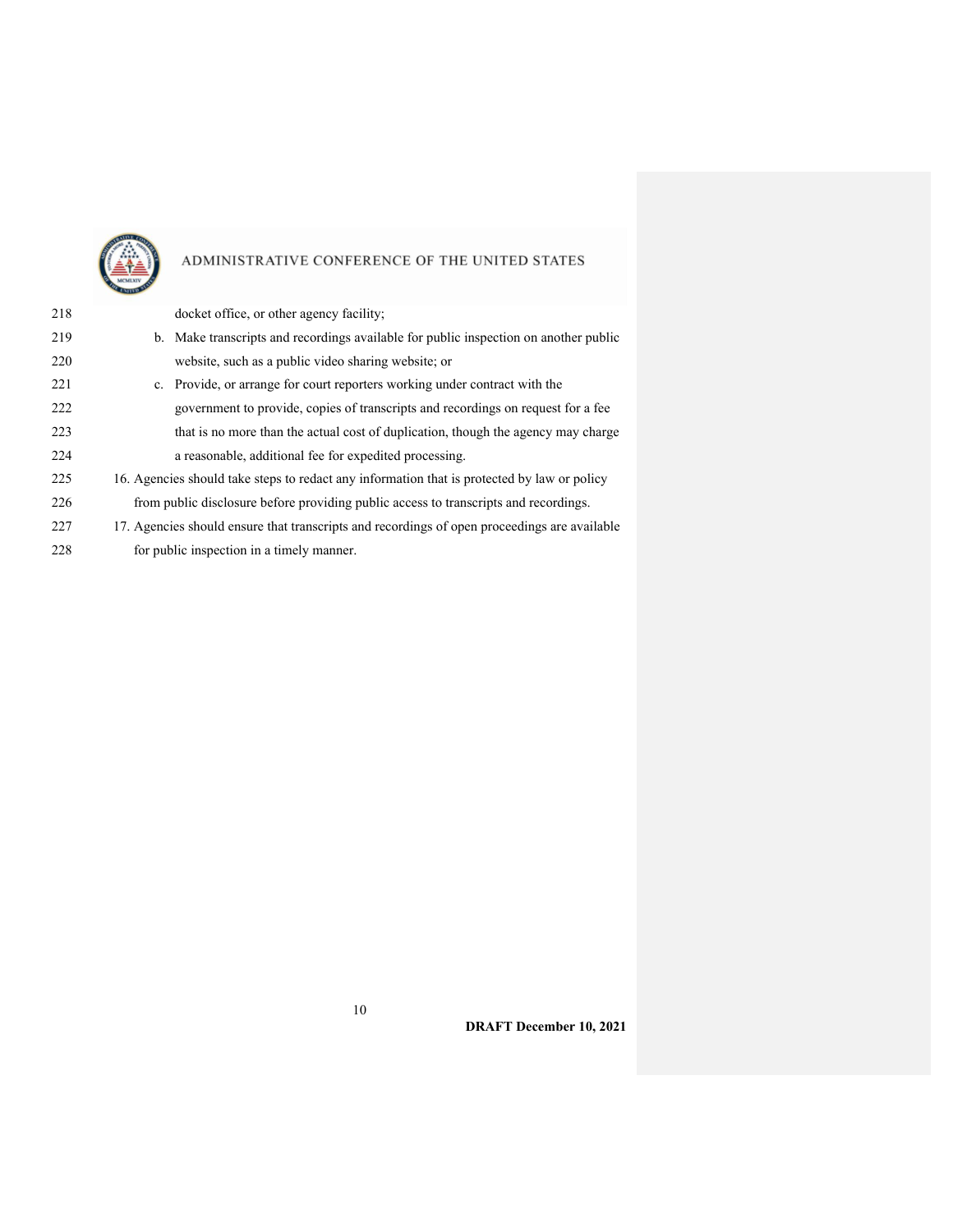docket office, or other agency facility;

b. Make transcripts and recordings available for public inspection on another public website, such as a public video sharing website; or

c. Provide, or arrange for court reporters working under contract with the government to provide, copies of transcripts and recordings on request for a fee that is no more than the actual cost of duplication, though the agency may charge a reasonable, additional fee for expedited processing.

16. Agencies should take steps to redact any information that is protected by law or policy from public disclosure before providing public access to transcripts and recordings.

17. Agencies should ensure that transcripts and recordings of open proceedings are available for public inspection in a timely manner.